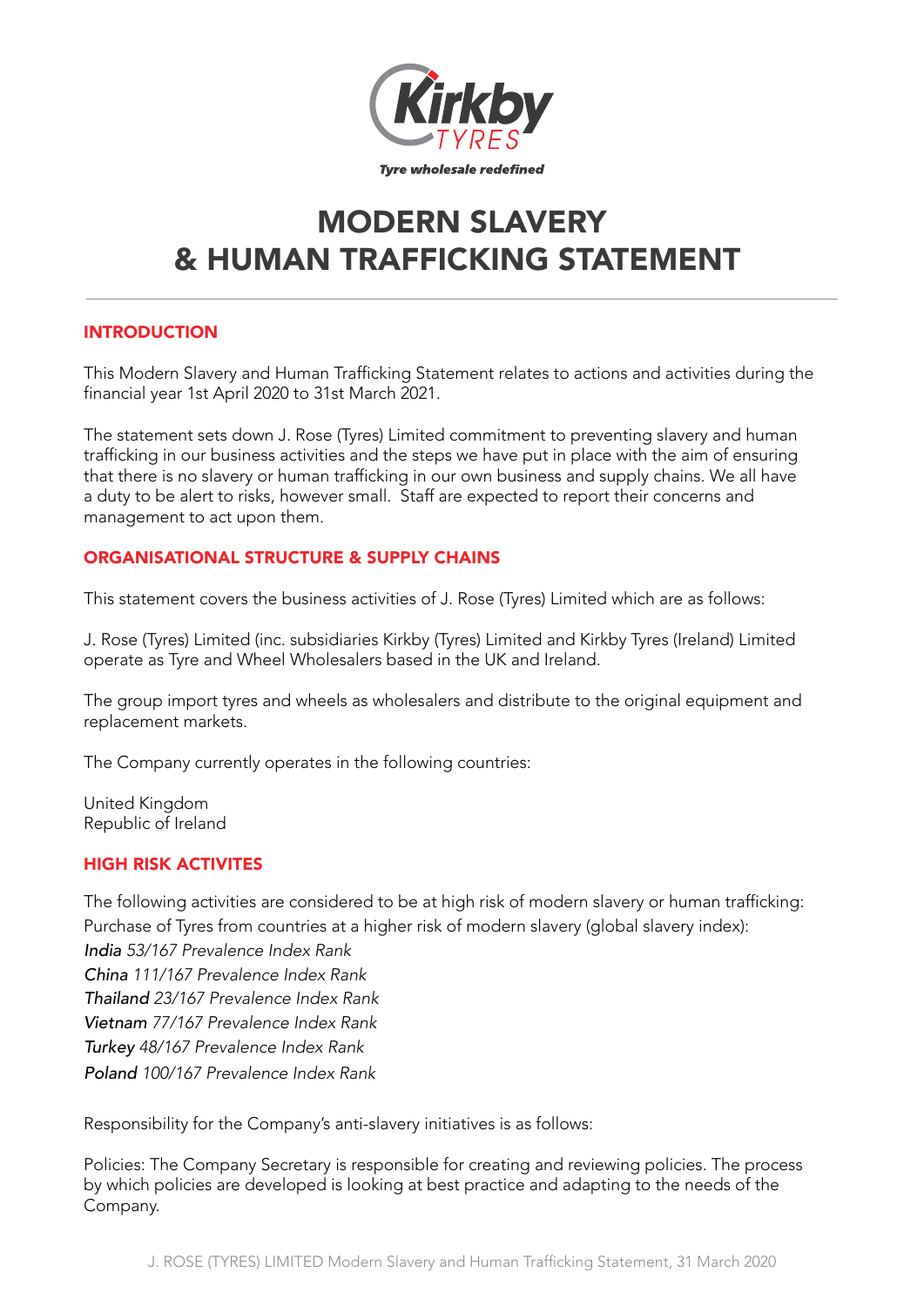Kirkby TYRES

*Tyre wholesale redefined*

# MODERN SLAVERY & HUMAN TRAFFICKING STATEMENT

## INTRODUCTION

This Modern Slavery and Human Trafficking Statement relates to actions and activities during the financial year 1st April 2020 to 31st March 2021.

The statement sets down J. Rose (Tyres) Limited commitment to preventing slavery and human trafficking in our business activities and the steps we have put in place with the aim of ensuring that there is no slavery or human trafficking in our own business and supply chains. We all have a duty to be alert to risks, however small. Staff are expected to report their concerns and management to act upon them.

## ORGANISATIONAL STRUCTURE & SUPPLY CHAINS

This statement covers the business activities of J. Rose (Tyres) Limited which are as follows:

J. Rose (Tyres) Limited (inc. subsidiaries Kirkby (Tyres) Limited and Kirkby Tyres (Ireland) Limited operate as Tyre and Wheel Wholesalers based in the UK and Ireland.

The group import tyres and wheels as wholesalers and distribute to the original equipment and replacement markets.

The Company currently operates in the following countries:

United Kingdom
Republic of Ireland

## HIGH RISK ACTIVITES

The following activities are considered to be at high risk of modern slavery or human trafficking:
Purchase of Tyres from countries at a higher risk of modern slavery (global slavery index):
*India 53/167 Prevalence Index Rank*
*China 111/167 Prevalence Index Rank*
*Thailand 23/167 Prevalence Index Rank*
*Vietnam 77/167 Prevalence Index Rank*
*Turkey 48/167 Prevalence Index Rank*
*Poland 100/167 Prevalence Index Rank*

Responsibility for the Company's anti-slavery initiatives is as follows:

Policies: The Company Secretary is responsible for creating and reviewing policies. The process by which policies are developed is looking at best practice and adapting to the needs of the Company.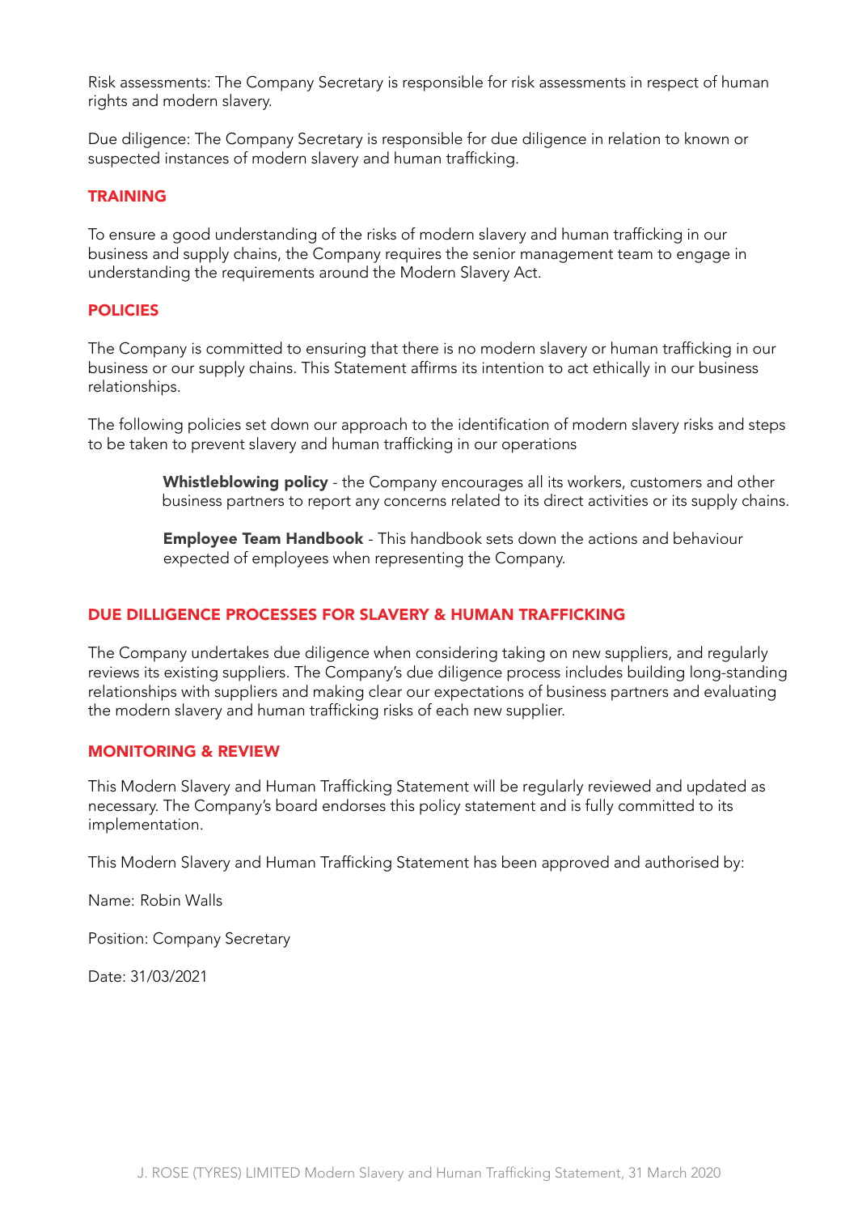Risk assessments: The Company Secretary is responsible for risk assessments in respect of human rights and modern slavery.

Due diligence: The Company Secretary is responsible for due diligence in relation to known or suspected instances of modern slavery and human trafficking.

## TRAINING

To ensure a good understanding of the risks of modern slavery and human trafficking in our business and supply chains, the Company requires the senior management team to engage in understanding the requirements around the Modern Slavery Act.

## POLICIES

The Company is committed to ensuring that there is no modern slavery or human trafficking in our business or our supply chains. This Statement affirms its intention to act ethically in our business relationships.

The following policies set down our approach to the identification of modern slavery risks and steps to be taken to prevent slavery and human trafficking in our operations

> **Whistleblowing policy** - the Company encourages all its workers, customers and other business partners to report any concerns related to its direct activities or its supply chains.
>
> **Employee Team Handbook** - This handbook sets down the actions and behaviour expected of employees when representing the Company.

## DUE DILLIGENCE PROCESSES FOR SLAVERY & HUMAN TRAFFICKING

The Company undertakes due diligence when considering taking on new suppliers, and regularly reviews its existing suppliers. The Company's due diligence process includes building long-standing relationships with suppliers and making clear our expectations of business partners and evaluating the modern slavery and human trafficking risks of each new supplier.

## MONITORING & REVIEW

This Modern Slavery and Human Trafficking Statement will be regularly reviewed and updated as necessary. The Company's board endorses this policy statement and is fully committed to its implementation.

This Modern Slavery and Human Trafficking Statement has been approved and authorised by:

Name: Robin Walls

Position: Company Secretary

Date: 31/03/2021